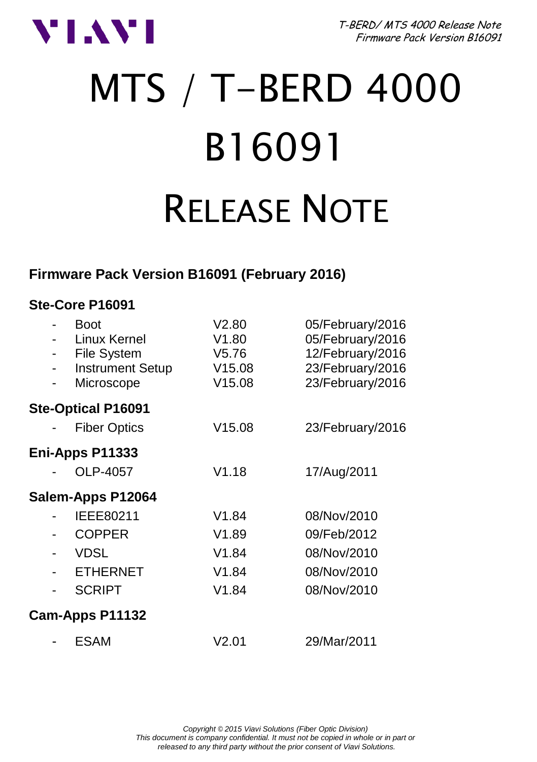# MTS / T-BERD 4000 B16091 RELEASE NOTE

## Firmware Pack Version B16091 (February 2016)

### Ste-Core P16091

| | Component | Version | Date |
|---|---|---|---|
| - | Boot | V2.80 | 05/February/2016 |
| - | Linux Kernel | V1.80 | 05/February/2016 |
| - | File System | V5.76 | 12/February/2016 |
| - | Instrument Setup | V15.08 | 23/February/2016 |
| - | Microscope | V15.08 | 23/February/2016 |

### Ste-Optical P16091

| | Component | Version | Date |
|---|---|---|---|
| - | Fiber Optics | V15.08 | 23/February/2016 |

### Eni-Apps P11333

| | Component | Version | Date |
|---|---|---|---|
| - | OLP-4057 | V1.18 | 17/Aug/2011 |

### Salem-Apps P12064

| | Component | Version | Date |
|---|---|---|---|
| - | IEEE80211 | V1.84 | 08/Nov/2010 |
| - | COPPER | V1.89 | 09/Feb/2012 |
| - | VDSL | V1.84 | 08/Nov/2010 |
| - | ETHERNET | V1.84 | 08/Nov/2010 |
| - | SCRIPT | V1.84 | 08/Nov/2010 |

### Cam-Apps P11132

| | Component | Version | Date |
|---|---|---|---|
| - | ESAM | V2.01 | 29/Mar/2011 |

*Copyright © 2015 Viavi Solutions (Fiber Optic Division)*
*This document is company confidential. It must not be copied in whole or in part or released to any third party without the prior consent of Viavi Solutions.*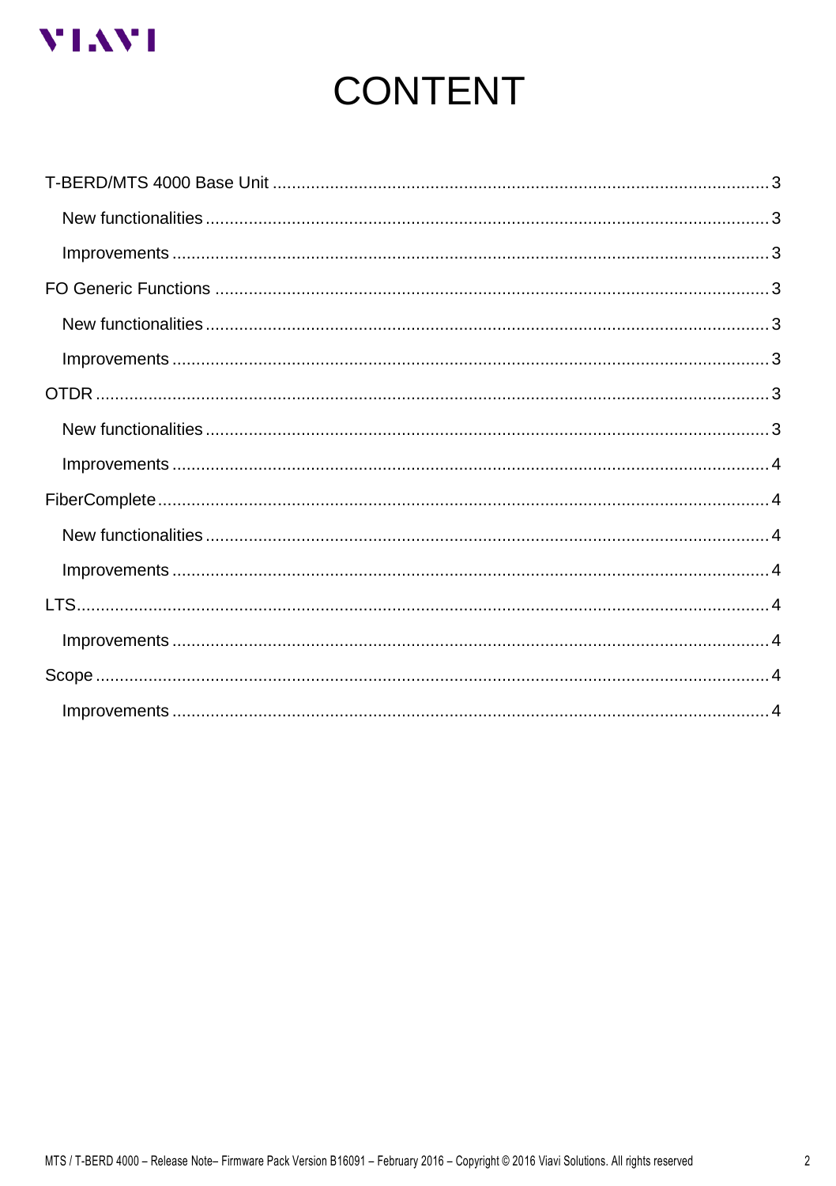# CONTENT

- T-BERD/MTS 4000 Base Unit ........ 3
  - New functionalities ........ 3
  - Improvements ........ 3
- FO Generic Functions ........ 3
  - New functionalities ........ 3
  - Improvements ........ 3
- OTDR ........ 3
  - New functionalities ........ 3
  - Improvements ........ 4
- FiberComplete ........ 4
  - New functionalities ........ 4
  - Improvements ........ 4
- LTS ........ 4
  - Improvements ........ 4
- Scope ........ 4
  - Improvements ........ 4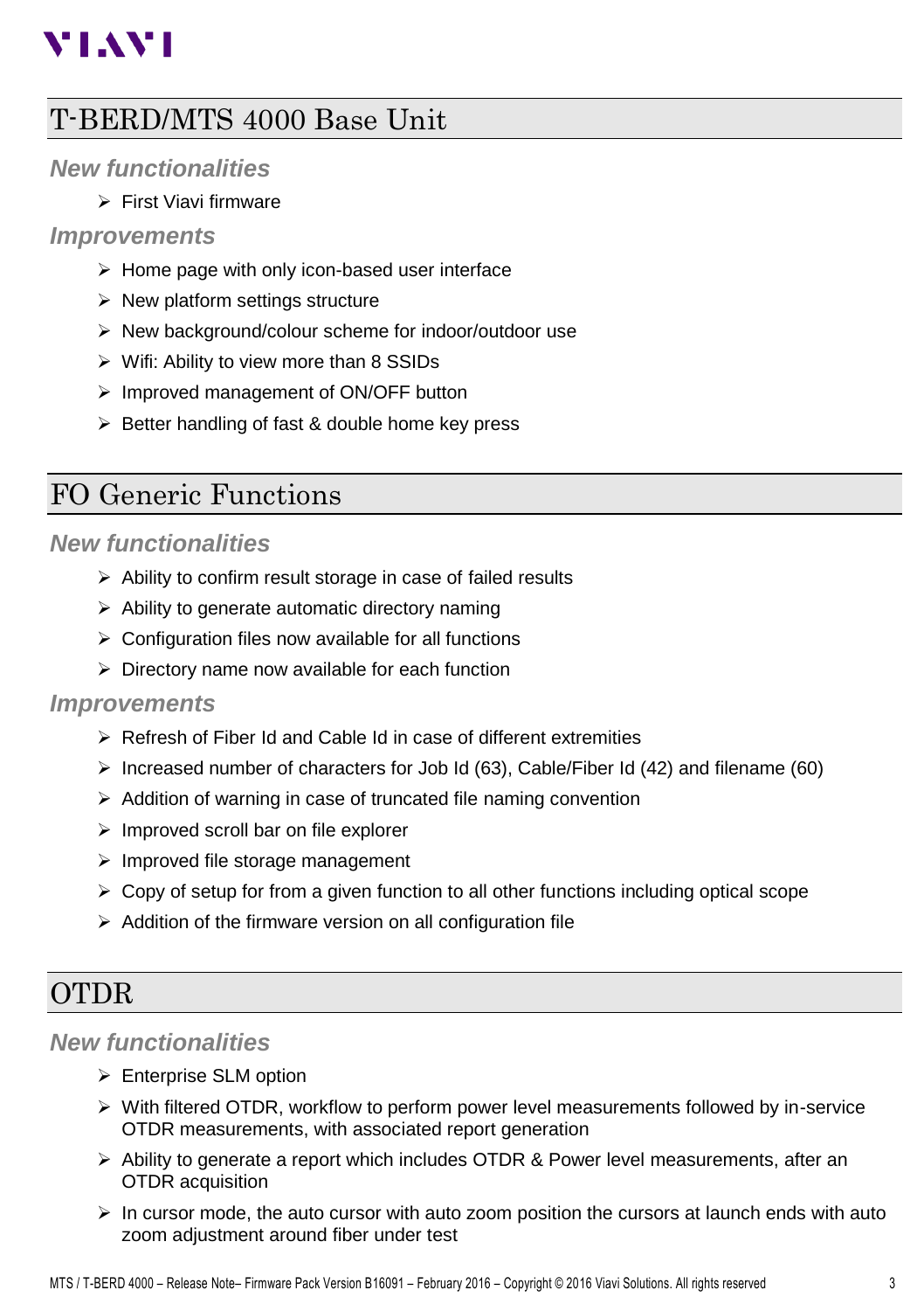## T-BERD/MTS 4000 Base Unit

### *New functionalities*

- First Viavi firmware

### *Improvements*

- Home page with only icon-based user interface
- New platform settings structure
- New background/colour scheme for indoor/outdoor use
- Wifi: Ability to view more than 8 SSIDs
- Improved management of ON/OFF button
- Better handling of fast & double home key press

## FO Generic Functions

### *New functionalities*

- Ability to confirm result storage in case of failed results
- Ability to generate automatic directory naming
- Configuration files now available for all functions
- Directory name now available for each function

### *Improvements*

- Refresh of Fiber Id and Cable Id in case of different extremities
- Increased number of characters for Job Id (63), Cable/Fiber Id (42) and filename (60)
- Addition of warning in case of truncated file naming convention
- Improved scroll bar on file explorer
- Improved file storage management
- Copy of setup for from a given function to all other functions including optical scope
- Addition of the firmware version on all configuration file

## OTDR

### *New functionalities*

- Enterprise SLM option
- With filtered OTDR, workflow to perform power level measurements followed by in-service OTDR measurements, with associated report generation
- Ability to generate a report which includes OTDR & Power level measurements, after an OTDR acquisition
- In cursor mode, the auto cursor with auto zoom position the cursors at launch ends with auto zoom adjustment around fiber under test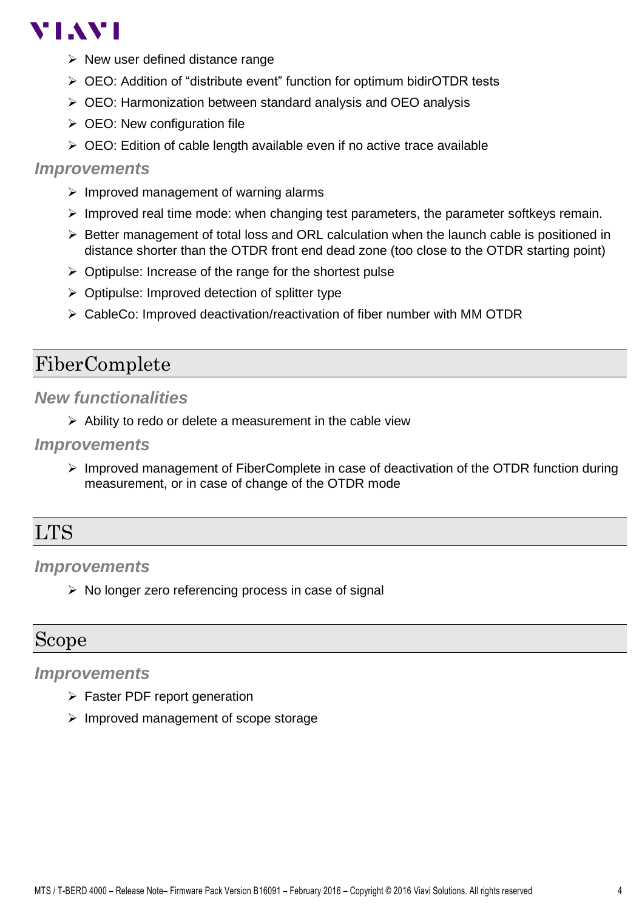- New user defined distance range
- OEO: Addition of “distribute event” function for optimum bidirOTDR tests
- OEO: Harmonization between standard analysis and OEO analysis
- OEO: New configuration file
- OEO: Edition of cable length available even if no active trace available

### *Improvements*

- Improved management of warning alarms
- Improved real time mode: when changing test parameters, the parameter softkeys remain.
- Better management of total loss and ORL calculation when the launch cable is positioned in distance shorter than the OTDR front end dead zone (too close to the OTDR starting point)
- Optipulse: Increase of the range for the shortest pulse
- Optipulse: Improved detection of splitter type
- CableCo: Improved deactivation/reactivation of fiber number with MM OTDR

## FiberComplete

### *New functionalities*

- Ability to redo or delete a measurement in the cable view

### *Improvements*

- Improved management of FiberComplete in case of deactivation of the OTDR function during measurement, or in case of change of the OTDR mode

## LTS

### *Improvements*

- No longer zero referencing process in case of signal

## Scope

### *Improvements*

- Faster PDF report generation
- Improved management of scope storage